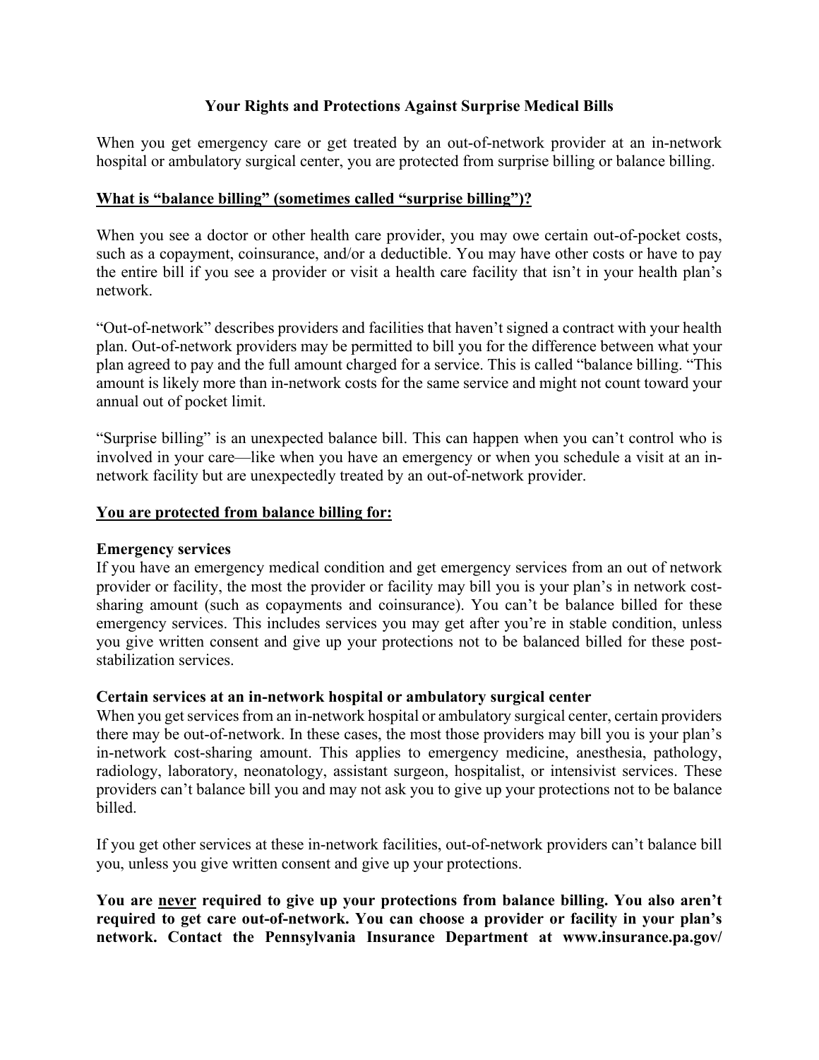# Your Rights and Protections Against Surprise Medical Bills

When you get emergency care or get treated by an out-of-network provider at an in-network hospital or ambulatory surgical center, you are protected from surprise billing or balance billing.

## What is "balance billing" (sometimes called "surprise billing")?

When you see a doctor or other health care provider, you may owe certain out-of-pocket costs, such as a copayment, coinsurance, and/or a deductible. You may have other costs or have to pay the entire bill if you see a provider or visit a health care facility that isn't in your health plan's network.

"Out-of-network" describes providers and facilities that haven't signed a contract with your health plan. Out-of-network providers may be permitted to bill you for the difference between what your plan agreed to pay and the full amount charged for a service. This is called "balance billing. "This amount is likely more than in-network costs for the same service and might not count toward your annual out of pocket limit.

"Surprise billing" is an unexpected balance bill. This can happen when you can't control who is involved in your care—like when you have an emergency or when you schedule a visit at an in-network facility but are unexpectedly treated by an out-of-network provider.

## You are protected from balance billing for:

### Emergency services

If you have an emergency medical condition and get emergency services from an out of network provider or facility, the most the provider or facility may bill you is your plan's in network cost-sharing amount (such as copayments and coinsurance). You can't be balance billed for these emergency services. This includes services you may get after you're in stable condition, unless you give written consent and give up your protections not to be balanced billed for these post-stabilization services.

### Certain services at an in-network hospital or ambulatory surgical center

When you get services from an in-network hospital or ambulatory surgical center, certain providers there may be out-of-network. In these cases, the most those providers may bill you is your plan's in-network cost-sharing amount. This applies to emergency medicine, anesthesia, pathology, radiology, laboratory, neonatology, assistant surgeon, hospitalist, or intensivist services. These providers can't balance bill you and may not ask you to give up your protections not to be balance billed.

If you get other services at these in-network facilities, out-of-network providers can't balance bill you, unless you give written consent and give up your protections.

**You are never required to give up your protections from balance billing. You also aren't required to get care out-of-network. You can choose a provider or facility in your plan's network. Contact the Pennsylvania Insurance Department at www.insurance.pa.gov/**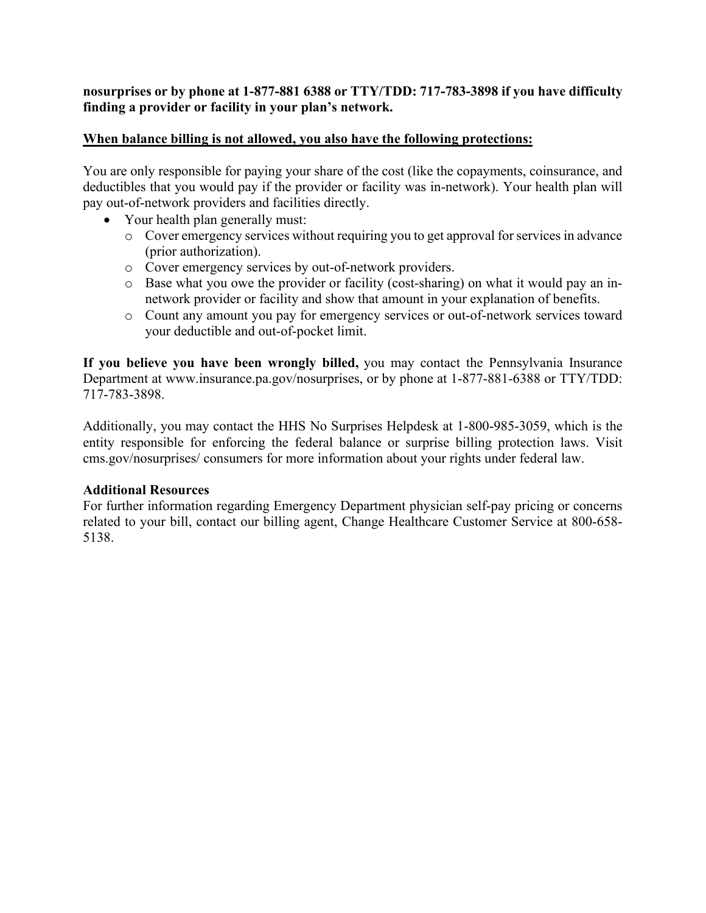**nosurprises or by phone at 1-877-881 6388 or TTY/TDD: 717-783-3898 if you have difficulty finding a provider or facility in your plan's network.**

**<u>When balance billing is not allowed, you also have the following protections:</u>**

You are only responsible for paying your share of the cost (like the copayments, coinsurance, and deductibles that you would pay if the provider or facility was in-network). Your health plan will pay out-of-network providers and facilities directly.

- Your health plan generally must:
  - Cover emergency services without requiring you to get approval for services in advance (prior authorization).
  - Cover emergency services by out-of-network providers.
  - Base what you owe the provider or facility (cost-sharing) on what it would pay an in-network provider or facility and show that amount in your explanation of benefits.
  - Count any amount you pay for emergency services or out-of-network services toward your deductible and out-of-pocket limit.

**If you believe you have been wrongly billed,** you may contact the Pennsylvania Insurance Department at www.insurance.pa.gov/nosurprises, or by phone at 1-877-881-6388 or TTY/TDD: 717-783-3898.

Additionally, you may contact the HHS No Surprises Helpdesk at 1-800-985-3059, which is the entity responsible for enforcing the federal balance or surprise billing protection laws. Visit cms.gov/nosurprises/ consumers for more information about your rights under federal law.

**Additional Resources**

For further information regarding Emergency Department physician self-pay pricing or concerns related to your bill, contact our billing agent, Change Healthcare Customer Service at 800-658-5138.